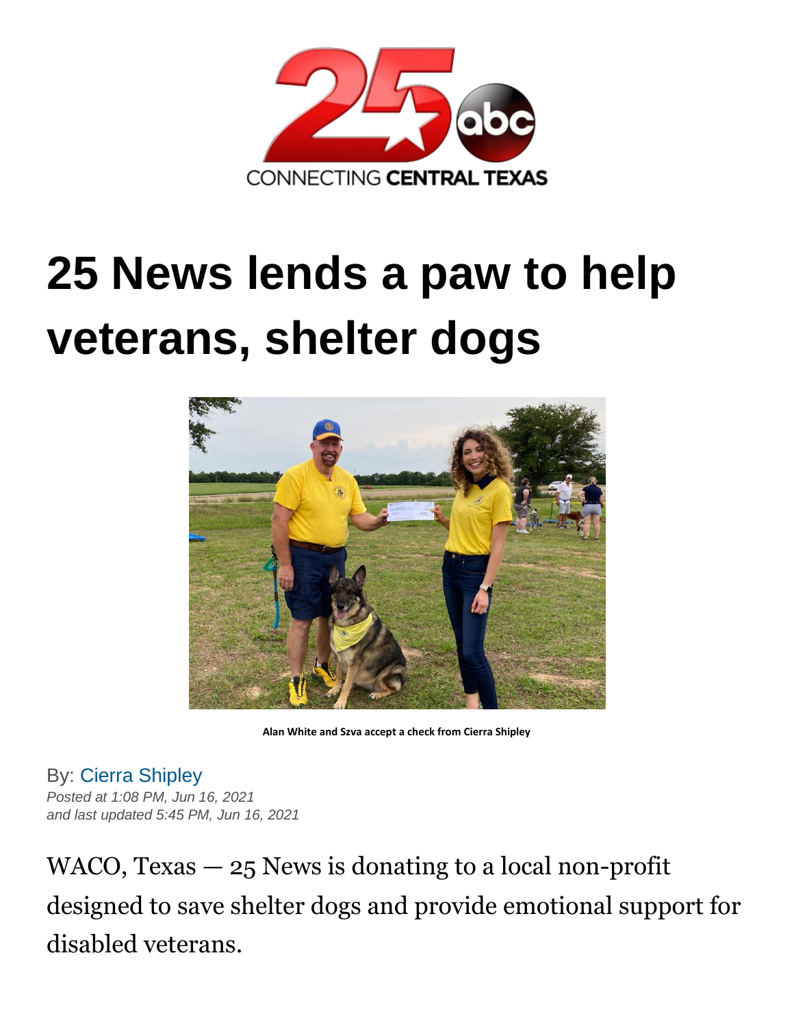# 25 News lends a paw to help veterans, shelter dogs

Alan White and Szva accept a check from Cierra Shipley

By: Cierra Shipley

*Posted at 1:08 PM, Jun 16, 2021*
*and last updated 5:45 PM, Jun 16, 2021*

WACO, Texas — 25 News is donating to a local non-profit designed to save shelter dogs and provide emotional support for disabled veterans.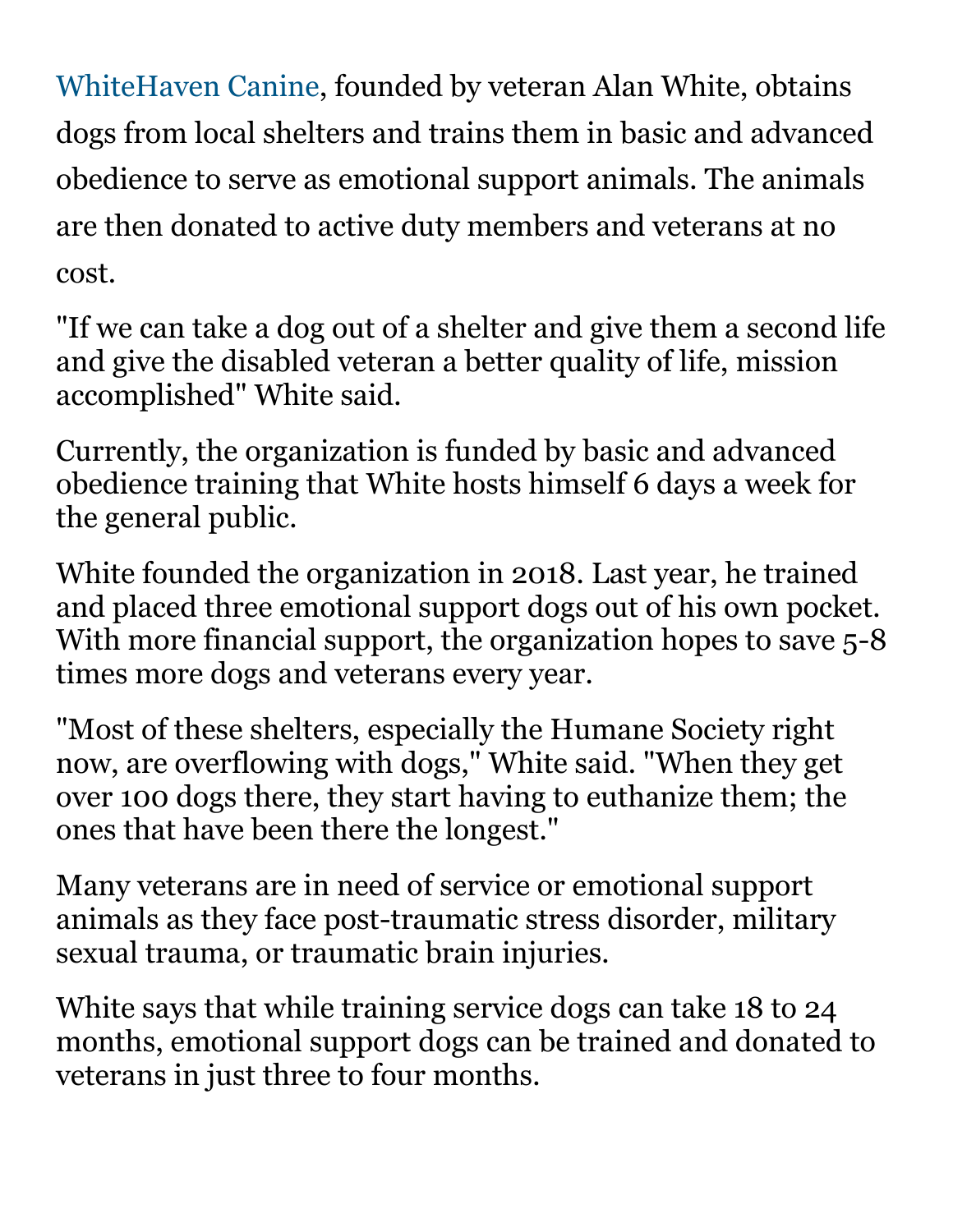WhiteHaven Canine, founded by veteran Alan White, obtains dogs from local shelters and trains them in basic and advanced obedience to serve as emotional support animals. The animals are then donated to active duty members and veterans at no cost.

"If we can take a dog out of a shelter and give them a second life and give the disabled veteran a better quality of life, mission accomplished" White said.

Currently, the organization is funded by basic and advanced obedience training that White hosts himself 6 days a week for the general public.

White founded the organization in 2018. Last year, he trained and placed three emotional support dogs out of his own pocket. With more financial support, the organization hopes to save 5-8 times more dogs and veterans every year.

"Most of these shelters, especially the Humane Society right now, are overflowing with dogs," White said. "When they get over 100 dogs there, they start having to euthanize them; the ones that have been there the longest."

Many veterans are in need of service or emotional support animals as they face post-traumatic stress disorder, military sexual trauma, or traumatic brain injuries.

White says that while training service dogs can take 18 to 24 months, emotional support dogs can be trained and donated to veterans in just three to four months.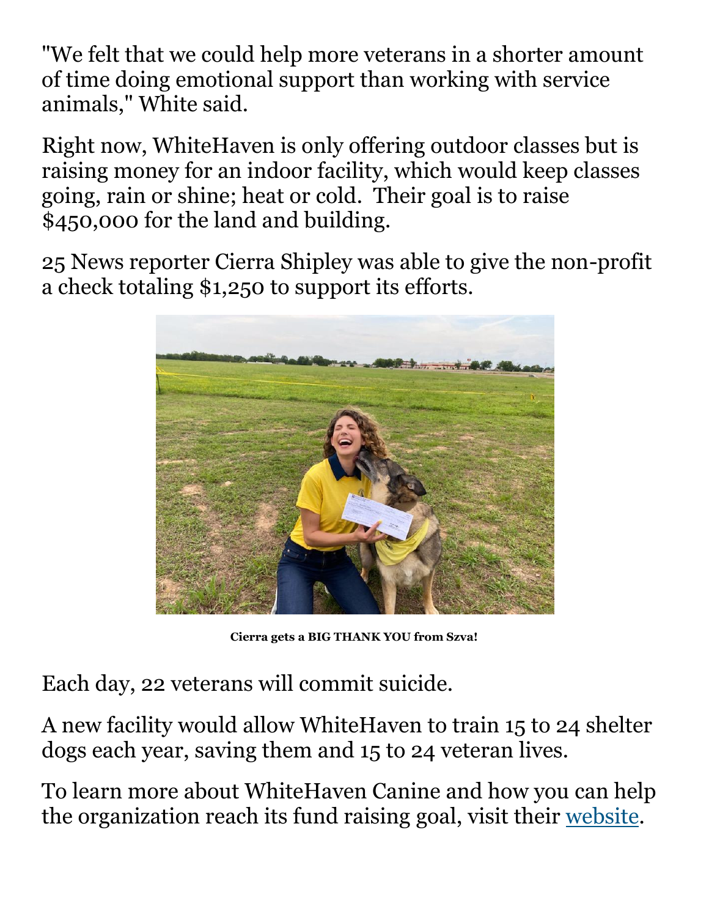"We felt that we could help more veterans in a shorter amount of time doing emotional support than working with service animals," White said.

Right now, WhiteHaven is only offering outdoor classes but is raising money for an indoor facility, which would keep classes going, rain or shine; heat or cold. Their goal is to raise $450,000 for the land and building.

25 News reporter Cierra Shipley was able to give the non-profit a check totaling $1,250 to support its efforts.

**Cierra gets a BIG THANK YOU from Szva!**

Each day, 22 veterans will commit suicide.

A new facility would allow WhiteHaven to train 15 to 24 shelter dogs each year, saving them and 15 to 24 veteran lives.

To learn more about WhiteHaven Canine and how you can help the organization reach its fund raising goal, visit their website.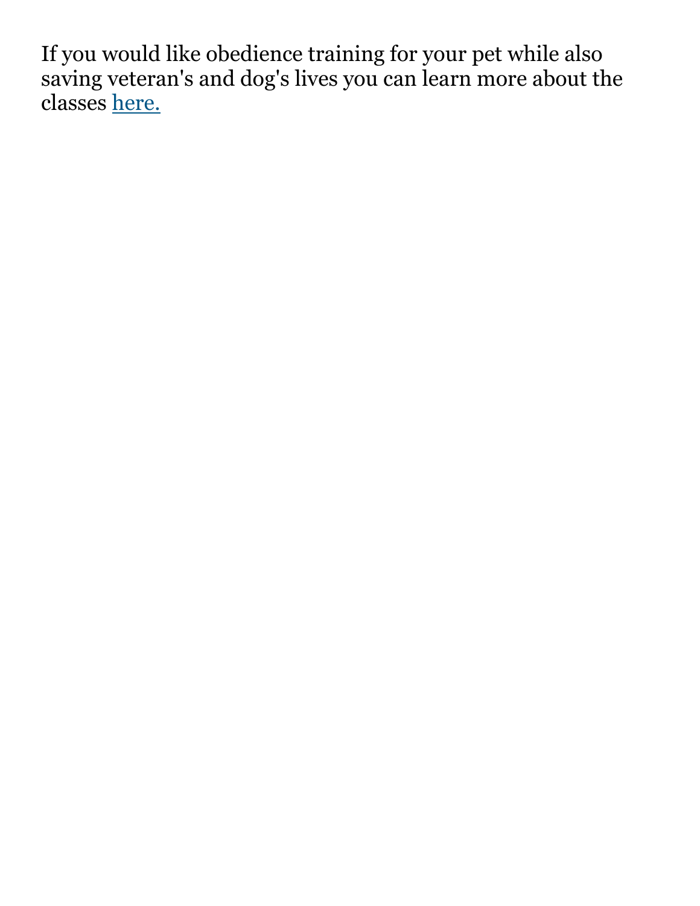If you would like obedience training for your pet while also saving veteran's and dog's lives you can learn more about the classes here.